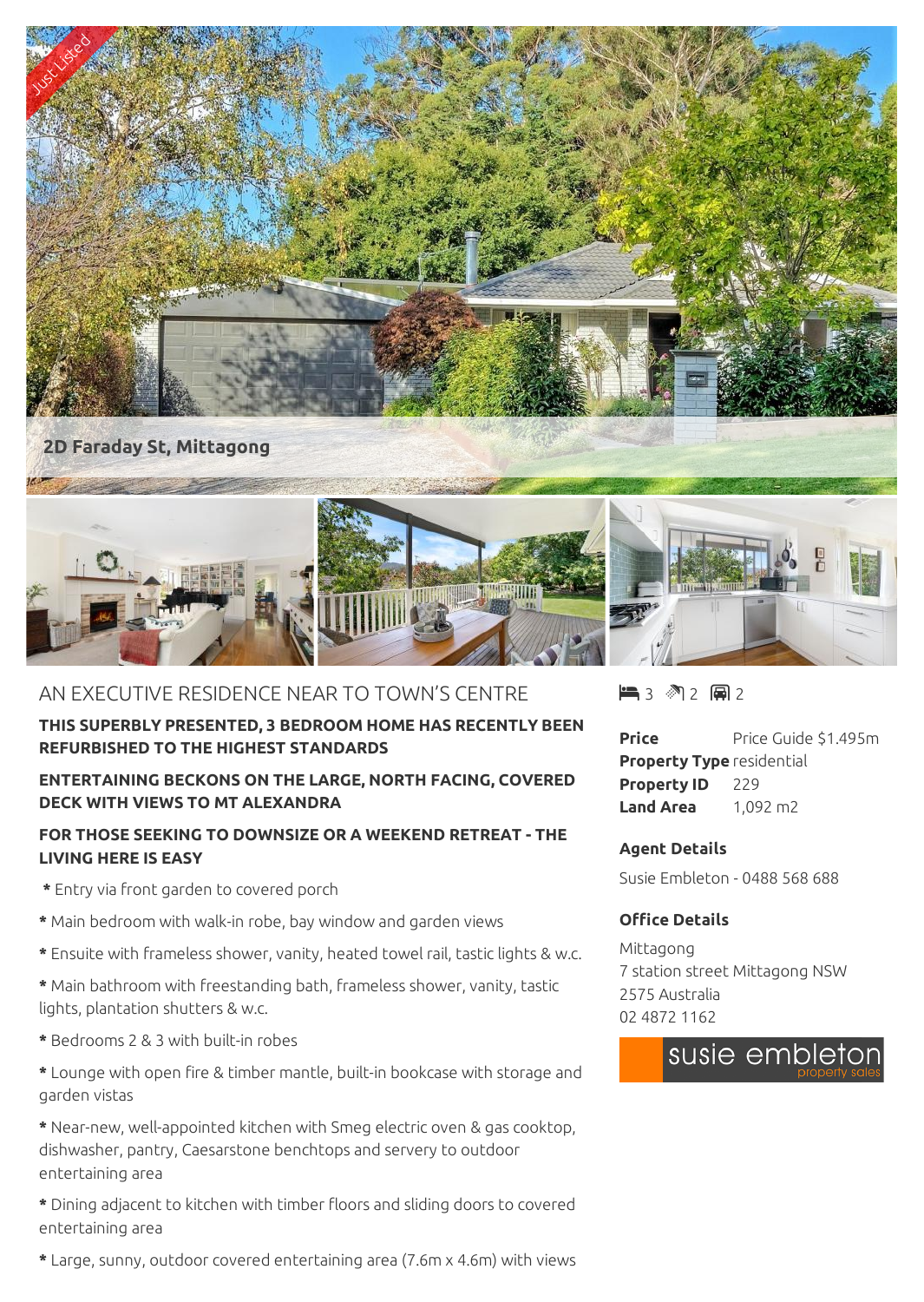Just Listed

**2D Faraday St, Mittagong**

## AN EXECUTIVE RESIDENCE NEAR TO TOWN'S CENTRE

3 bedrooms, 2 bathrooms, 2 car spaces

**THIS SUPERBLY PRESENTED, 3 BEDROOM HOME HAS RECENTLY BEEN REFURBISHED TO THE HIGHEST STANDARDS**

**ENTERTAINING BECKONS ON THE LARGE, NORTH FACING, COVERED DECK WITH VIEWS TO MT ALEXANDRA**

**FOR THOSE SEEKING TO DOWNSIZE OR A WEEKEND RETREAT - THE LIVING HERE IS EASY**

* Entry via front garden to covered porch

* Main bedroom with walk-in robe, bay window and garden views

* Ensuite with frameless shower, vanity, heated towel rail, tastic lights & w.c.

* Main bathroom with freestanding bath, frameless shower, vanity, tastic lights, plantation shutters & w.c.

* Bedrooms 2 & 3 with built-in robes

* Lounge with open fire & timber mantle, built-in bookcase with storage and garden vistas

* Near-new, well-appointed kitchen with Smeg electric oven & gas cooktop, dishwasher, pantry, Caesarstone benchtops and servery to outdoor entertaining area

* Dining adjacent to kitchen with timber floors and sliding doors to covered entertaining area

* Large, sunny, outdoor covered entertaining area (7.6m x 4.6m) with views

| | |
|---|---|
| **Price** | Price Guide $1.495m |
| **Property Type** | residential |
| **Property ID** | 229 |
| **Land Area** | 1,092 m2 |

**Agent Details**

Susie Embleton - 0488 568 688

**Office Details**

Mittagong
7 station street Mittagong NSW 2575 Australia
02 4872 1162

susie embleton property sales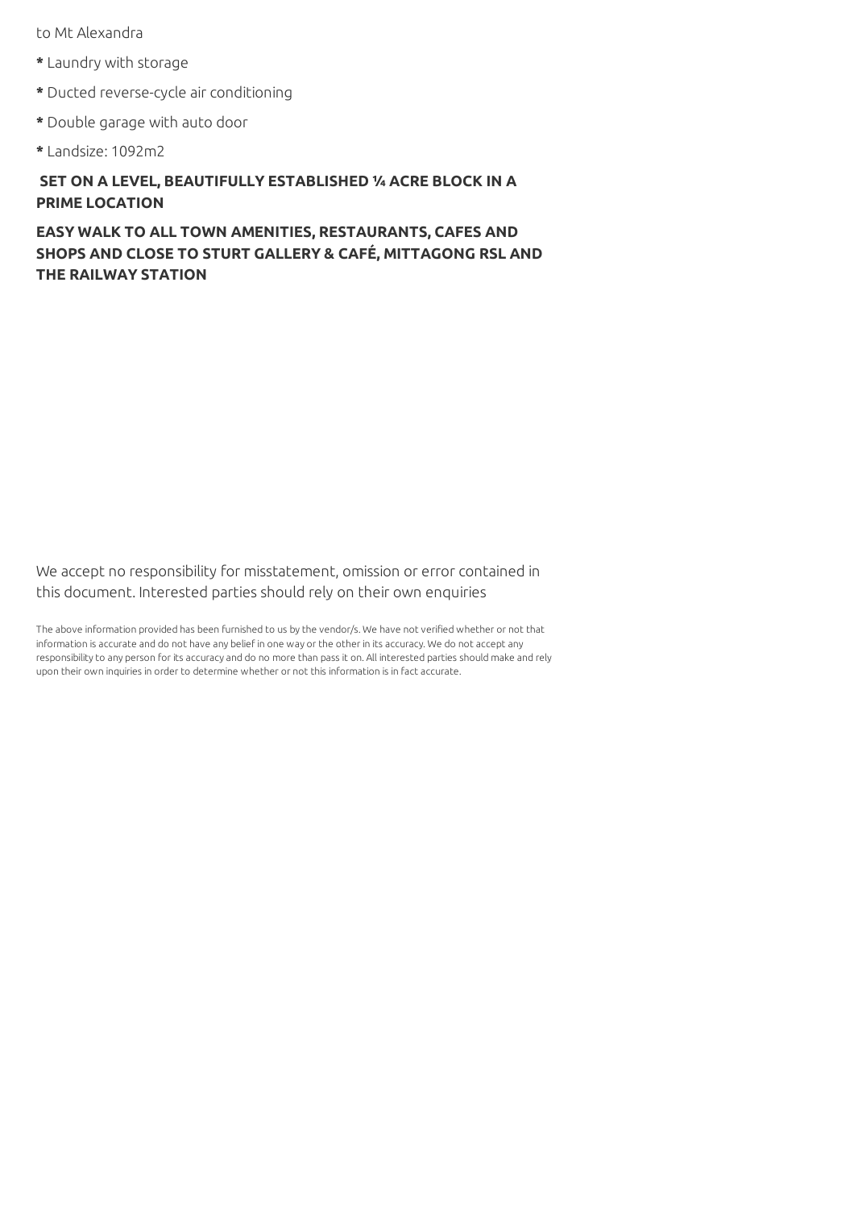to Mt Alexandra

**\*** Laundry with storage

**\*** Ducted reverse-cycle air conditioning

**\*** Double garage with auto door

**\*** Landsize: 1092m2

**SET ON A LEVEL, BEAUTIFULLY ESTABLISHED ¼ ACRE BLOCK IN A PRIME LOCATION**

**EASY WALK TO ALL TOWN AMENITIES, RESTAURANTS, CAFES AND SHOPS AND CLOSE TO STURT GALLERY & CAFÉ, MITTAGONG RSL AND THE RAILWAY STATION**

We accept no responsibility for misstatement, omission or error contained in this document. Interested parties should rely on their own enquiries

The above information provided has been furnished to us by the vendor/s. We have not verified whether or not that information is accurate and do not have any belief in one way or the other in its accuracy. We do not accept any responsibility to any person for its accuracy and do no more than pass it on. All interested parties should make and rely upon their own inquiries in order to determine whether or not this information is in fact accurate.